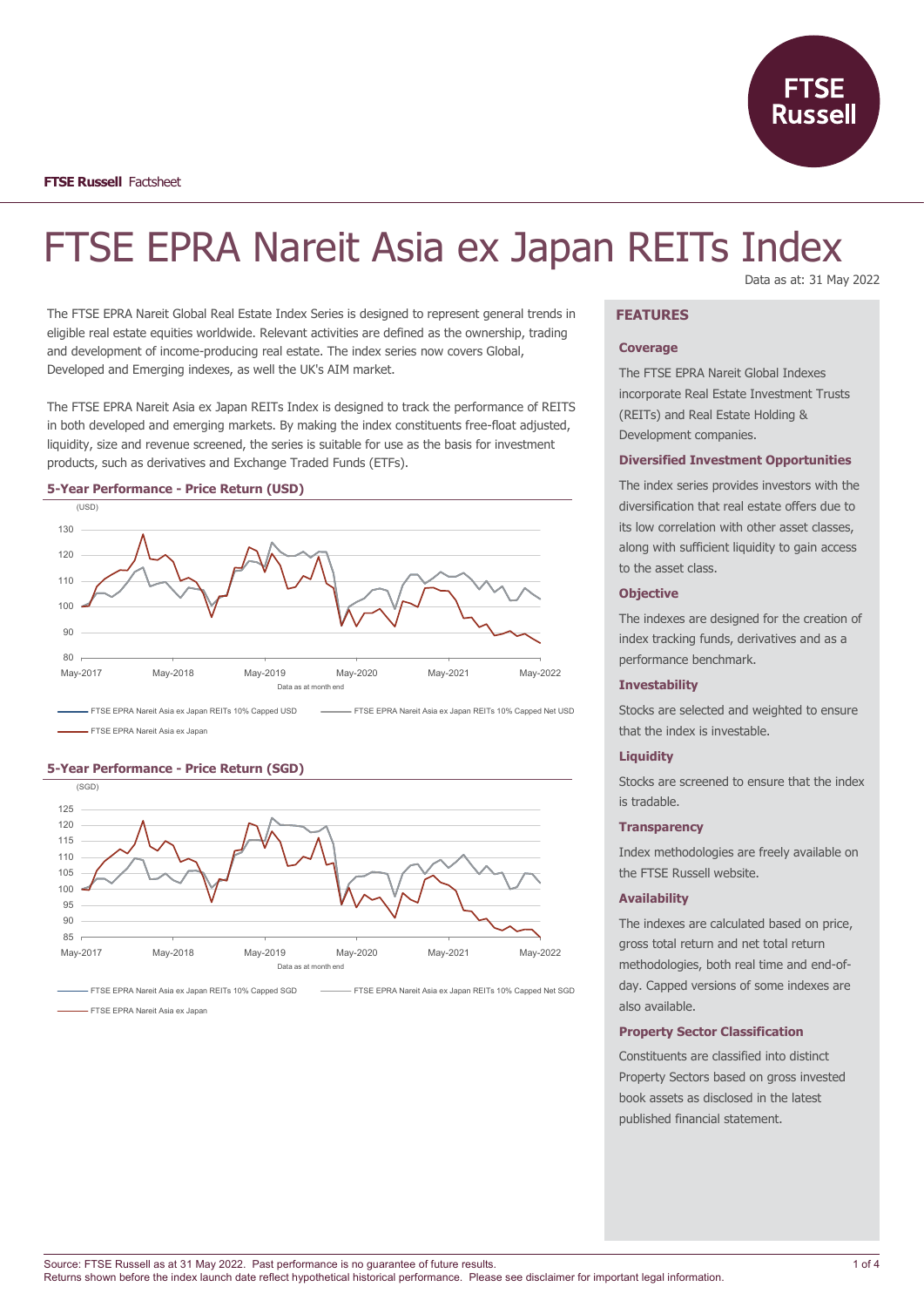**FTSE Russell** Factsheet

# FTSE EPRA Nareit Asia ex Japan REITs Index

Data as at: 31 May 2022

The FTSE EPRA Nareit Global Real Estate Index Series is designed to represent general trends in eligible real estate equities worldwide. Relevant activities are defined as the ownership, trading and development of income-producing real estate. The index series now covers Global, Developed and Emerging indexes, as well the UK's AIM market.

The FTSE EPRA Nareit Asia ex Japan REITs Index is designed to track the performance of REITS in both developed and emerging markets. By making the index constituents free-float adjusted, liquidity, size and revenue screened, the series is suitable for use as the basis for investment products, such as derivatives and Exchange Traded Funds (ETFs).

### 5-Year Performance - Price Return (USD)

(USD)

Data as at month end

FTSE EPRA Nareit Asia ex Japan REITs 10% Capped USD — FTSE EPRA Nareit Asia ex Japan REITs 10% Capped Net USD — FTSE EPRA Nareit Asia ex Japan

### 5-Year Performance - Price Return (SGD)

(SGD)

Data as at month end

FTSE EPRA Nareit Asia ex Japan REITs 10% Capped SGD — FTSE EPRA Nareit Asia ex Japan REITs 10% Capped Net SGD — FTSE EPRA Nareit Asia ex Japan

## FEATURES

### Coverage

The FTSE EPRA Nareit Global Indexes incorporate Real Estate Investment Trusts (REITs) and Real Estate Holding & Development companies.

### Diversified Investment Opportunities

The index series provides investors with the diversification that real estate offers due to its low correlation with other asset classes, along with sufficient liquidity to gain access to the asset class.

### Objective

The indexes are designed for the creation of index tracking funds, derivatives and as a performance benchmark.

### Investability

Stocks are selected and weighted to ensure that the index is investable.

### Liquidity

Stocks are screened to ensure that the index is tradable.

### Transparency

Index methodologies are freely available on the FTSE Russell website.

### Availability

The indexes are calculated based on price, gross total return and net total return methodologies, both real time and end-of-day. Capped versions of some indexes are also available.

### Property Sector Classification

Constituents are classified into distinct Property Sectors based on gross invested book assets as disclosed in the latest published financial statement.

Source: FTSE Russell as at 31 May 2022. Past performance is no guarantee of future results.
Returns shown before the index launch date reflect hypothetical historical performance. Please see disclaimer for important legal information.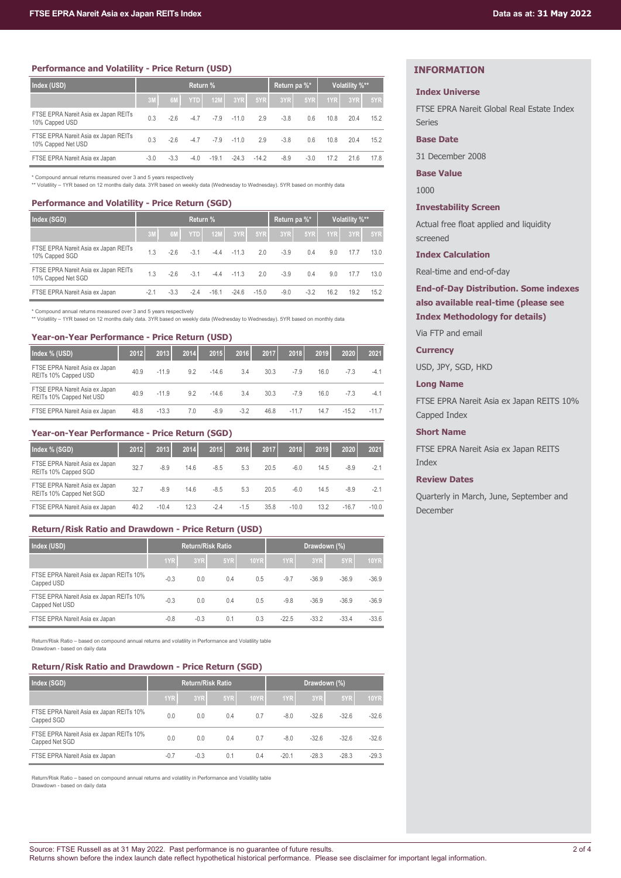## Performance and Volatility - Price Return (USD)

| Index (USD) | Return % | | | | | | Return pa %* | | Volatility %** | | |
|---|---|---|---|---|---|---|---|---|---|---|---|
| | 3M | 6M | YTD | 12M | 3YR | 5YR | 3YR | 5YR | 1YR | 3YR | 5YR |
| FTSE EPRA Nareit Asia ex Japan REITs 10% Capped USD | 0.3 | -2.6 | -4.7 | -7.9 | -11.0 | 2.9 | -3.8 | 0.6 | 10.8 | 20.4 | 15.2 |
| FTSE EPRA Nareit Asia ex Japan REITs 10% Capped Net USD | 0.3 | -2.6 | -4.7 | -7.9 | -11.0 | 2.9 | -3.8 | 0.6 | 10.8 | 20.4 | 15.2 |
| FTSE EPRA Nareit Asia ex Japan | -3.0 | -3.3 | -4.0 | -19.1 | -24.3 | -14.2 | -8.9 | -3.0 | 17.2 | 21.6 | 17.8 |

\* Compound annual returns measured over 3 and 5 years respectively
\*\* Volatility – 1YR based on 12 months daily data. 3YR based on weekly data (Wednesday to Wednesday). 5YR based on monthly data

## Performance and Volatility - Price Return (SGD)

| Index (SGD) | Return % | | | | | | Return pa %* | | Volatility %** | | |
|---|---|---|---|---|---|---|---|---|---|---|---|
| | 3M | 6M | YTD | 12M | 3YR | 5YR | 3YR | 5YR | 1YR | 3YR | 5YR |
| FTSE EPRA Nareit Asia ex Japan REITs 10% Capped SGD | 1.3 | -2.6 | -3.1 | -4.4 | -11.3 | 2.0 | -3.9 | 0.4 | 9.0 | 17.7 | 13.0 |
| FTSE EPRA Nareit Asia ex Japan REITs 10% Capped Net SGD | 1.3 | -2.6 | -3.1 | -4.4 | -11.3 | 2.0 | -3.9 | 0.4 | 9.0 | 17.7 | 13.0 |
| FTSE EPRA Nareit Asia ex Japan | -2.1 | -3.3 | -2.4 | -16.1 | -24.6 | -15.0 | -9.0 | -3.2 | 16.2 | 19.2 | 15.2 |

\* Compound annual returns measured over 3 and 5 years respectively
\*\* Volatility – 1YR based on 12 months daily data. 3YR based on weekly data (Wednesday to Wednesday). 5YR based on monthly data

## Year-on-Year Performance - Price Return (USD)

| Index % (USD) | 2012 | 2013 | 2014 | 2015 | 2016 | 2017 | 2018 | 2019 | 2020 | 2021 |
|---|---|---|---|---|---|---|---|---|---|---|
| FTSE EPRA Nareit Asia ex Japan REITs 10% Capped USD | 40.9 | -11.9 | 9.2 | -14.6 | 3.4 | 30.3 | -7.9 | 16.0 | -7.3 | -4.1 |
| FTSE EPRA Nareit Asia ex Japan REITs 10% Capped Net USD | 40.9 | -11.9 | 9.2 | -14.6 | 3.4 | 30.3 | -7.9 | 16.0 | -7.3 | -4.1 |
| FTSE EPRA Nareit Asia ex Japan | 48.8 | -13.3 | 7.0 | -8.9 | -3.2 | 46.8 | -11.7 | 14.7 | -15.2 | -11.7 |

## Year-on-Year Performance - Price Return (SGD)

| Index % (SGD) | 2012 | 2013 | 2014 | 2015 | 2016 | 2017 | 2018 | 2019 | 2020 | 2021 |
|---|---|---|---|---|---|---|---|---|---|---|
| FTSE EPRA Nareit Asia ex Japan REITs 10% Capped SGD | 32.7 | -8.9 | 14.6 | -8.5 | 5.3 | 20.5 | -6.0 | 14.5 | -8.9 | -2.1 |
| FTSE EPRA Nareit Asia ex Japan REITs 10% Capped Net SGD | 32.7 | -8.9 | 14.6 | -8.5 | 5.3 | 20.5 | -6.0 | 14.5 | -8.9 | -2.1 |
| FTSE EPRA Nareit Asia ex Japan | 40.2 | -10.4 | 12.3 | -2.4 | -1.5 | 35.8 | -10.0 | 13.2 | -16.7 | -10.0 |

## Return/Risk Ratio and Drawdown - Price Return (USD)

| Index (USD) | Return/Risk Ratio | | | | Drawdown (%) | | | |
|---|---|---|---|---|---|---|---|---|
| | 1YR | 3YR | 5YR | 10YR | 1YR | 3YR | 5YR | 10YR |
| FTSE EPRA Nareit Asia ex Japan REITs 10% Capped USD | -0.3 | 0.0 | 0.4 | 0.5 | -9.7 | -36.9 | -36.9 | -36.9 |
| FTSE EPRA Nareit Asia ex Japan REITs 10% Capped Net USD | -0.3 | 0.0 | 0.4 | 0.5 | -9.8 | -36.9 | -36.9 | -36.9 |
| FTSE EPRA Nareit Asia ex Japan | -0.8 | -0.3 | 0.1 | 0.3 | -22.5 | -33.2 | -33.4 | -33.6 |

Return/Risk Ratio – based on compound annual returns and volatility in Performance and Volatility table
Drawdown - based on daily data

## Return/Risk Ratio and Drawdown - Price Return (SGD)

| Index (SGD) | Return/Risk Ratio | | | | Drawdown (%) | | | |
|---|---|---|---|---|---|---|---|---|
| | 1YR | 3YR | 5YR | 10YR | 1YR | 3YR | 5YR | 10YR |
| FTSE EPRA Nareit Asia ex Japan REITs 10% Capped SGD | 0.0 | 0.0 | 0.4 | 0.7 | -8.0 | -32.6 | -32.6 | -32.6 |
| FTSE EPRA Nareit Asia ex Japan REITs 10% Capped Net SGD | 0.0 | 0.0 | 0.4 | 0.7 | -8.0 | -32.6 | -32.6 | -32.6 |
| FTSE EPRA Nareit Asia ex Japan | -0.7 | -0.3 | 0.1 | 0.4 | -20.1 | -28.3 | -28.3 | -29.3 |

Return/Risk Ratio – based on compound annual returns and volatility in Performance and Volatility table
Drawdown - based on daily data

## INFORMATION

**Index Universe**

FTSE EPRA Nareit Global Real Estate Index Series

**Base Date**

31 December 2008

**Base Value**

1000

**Investability Screen**

Actual free float applied and liquidity screened

**Index Calculation**

Real-time and end-of-day

**End-of-Day Distribution. Some indexes also available real-time (please see Index Methodology for details)**

Via FTP and email

**Currency**

USD, JPY, SGD, HKD

**Long Name**

FTSE EPRA Nareit Asia ex Japan REITS 10% Capped Index

**Short Name**

FTSE EPRA Nareit Asia ex Japan REITS Index

**Review Dates**

Quarterly in March, June, September and December

Source: FTSE Russell as at 31 May 2022. Past performance is no guarantee of future results.
Returns shown before the index launch date reflect hypothetical historical performance. Please see disclaimer for important legal information.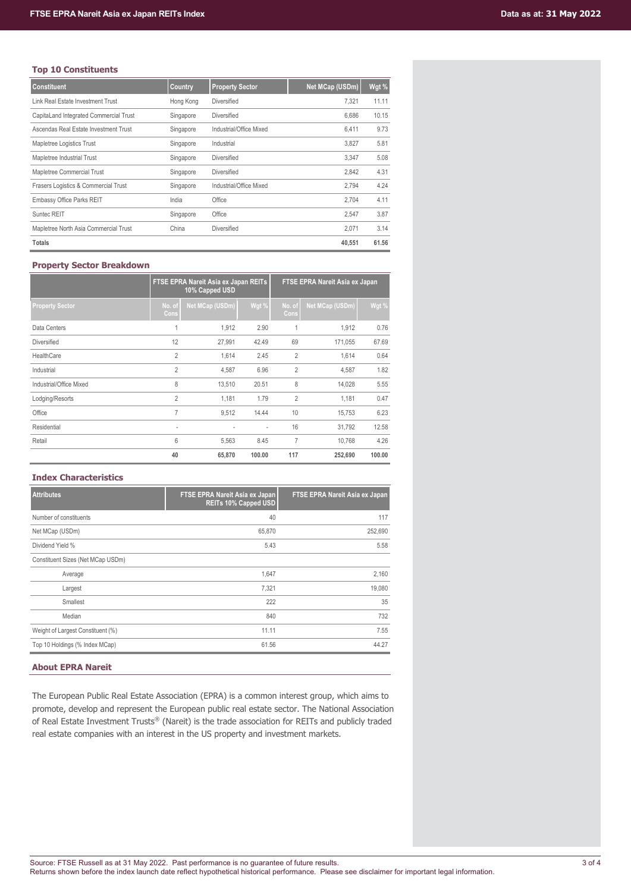### Top 10 Constituents

| Constituent | Country | Property Sector | Net MCap (USDm) | Wgt % |
|---|---|---|---|---|
| Link Real Estate Investment Trust | Hong Kong | Diversified | 7,321 | 11.11 |
| CapitaLand Integrated Commercial Trust | Singapore | Diversified | 6,686 | 10.15 |
| Ascendas Real Estate Investment Trust | Singapore | Industrial/Office Mixed | 6,411 | 9.73 |
| Mapletree Logistics Trust | Singapore | Industrial | 3,827 | 5.81 |
| Mapletree Industrial Trust | Singapore | Diversified | 3,347 | 5.08 |
| Mapletree Commercial Trust | Singapore | Diversified | 2,842 | 4.31 |
| Frasers Logistics & Commercial Trust | Singapore | Industrial/Office Mixed | 2,794 | 4.24 |
| Embassy Office Parks REIT | India | Office | 2,704 | 4.11 |
| Suntec REIT | Singapore | Office | 2,547 | 3.87 |
| Mapletree North Asia Commercial Trust | China | Diversified | 2,071 | 3.14 |
| **Totals** | | | **40,551** | **61.56** |

### Property Sector Breakdown

| | FTSE EPRA Nareit Asia ex Japan REITs 10% Capped USD | | | FTSE EPRA Nareit Asia ex Japan | | |
|---|---|---|---|---|---|---|
| Property Sector | No. of Cons | Net MCap (USDm) | Wgt % | No. of Cons | Net MCap (USDm) | Wgt % |
| Data Centers | 1 | 1,912 | 2.90 | 1 | 1,912 | 0.76 |
| Diversified | 12 | 27,991 | 42.49 | 69 | 171,055 | 67.69 |
| HealthCare | 2 | 1,614 | 2.45 | 2 | 1,614 | 0.64 |
| Industrial | 2 | 4,587 | 6.96 | 2 | 4,587 | 1.82 |
| Industrial/Office Mixed | 8 | 13,510 | 20.51 | 8 | 14,028 | 5.55 |
| Lodging/Resorts | 2 | 1,181 | 1.79 | 2 | 1,181 | 0.47 |
| Office | 7 | 9,512 | 14.44 | 10 | 15,753 | 6.23 |
| Residential | - | - | - | 16 | 31,792 | 12.58 |
| Retail | 6 | 5,563 | 8.45 | 7 | 10,768 | 4.26 |
| | **40** | **65,870** | **100.00** | **117** | **252,690** | **100.00** |

### Index Characteristics

| Attributes | FTSE EPRA Nareit Asia ex Japan REITs 10% Capped USD | FTSE EPRA Nareit Asia ex Japan |
|---|---|---|
| Number of constituents | 40 | 117 |
| Net MCap (USDm) | 65,870 | 252,690 |
| Dividend Yield % | 5.43 | 5.58 |
| Constituent Sizes (Net MCap USDm) | | |
| Average | 1,647 | 2,160 |
| Largest | 7,321 | 19,080 |
| Smallest | 222 | 35 |
| Median | 840 | 732 |
| Weight of Largest Constituent (%) | 11.11 | 7.55 |
| Top 10 Holdings (% Index MCap) | 61.56 | 44.27 |

### About EPRA Nareit

The European Public Real Estate Association (EPRA) is a common interest group, which aims to promote, develop and represent the European public real estate sector. The National Association of Real Estate Investment Trusts® (Nareit) is the trade association for REITs and publicly traded real estate companies with an interest in the US property and investment markets.

Source: FTSE Russell as at 31 May 2022. Past performance is no guarantee of future results.
Returns shown before the index launch date reflect hypothetical historical performance. Please see disclaimer for important legal information.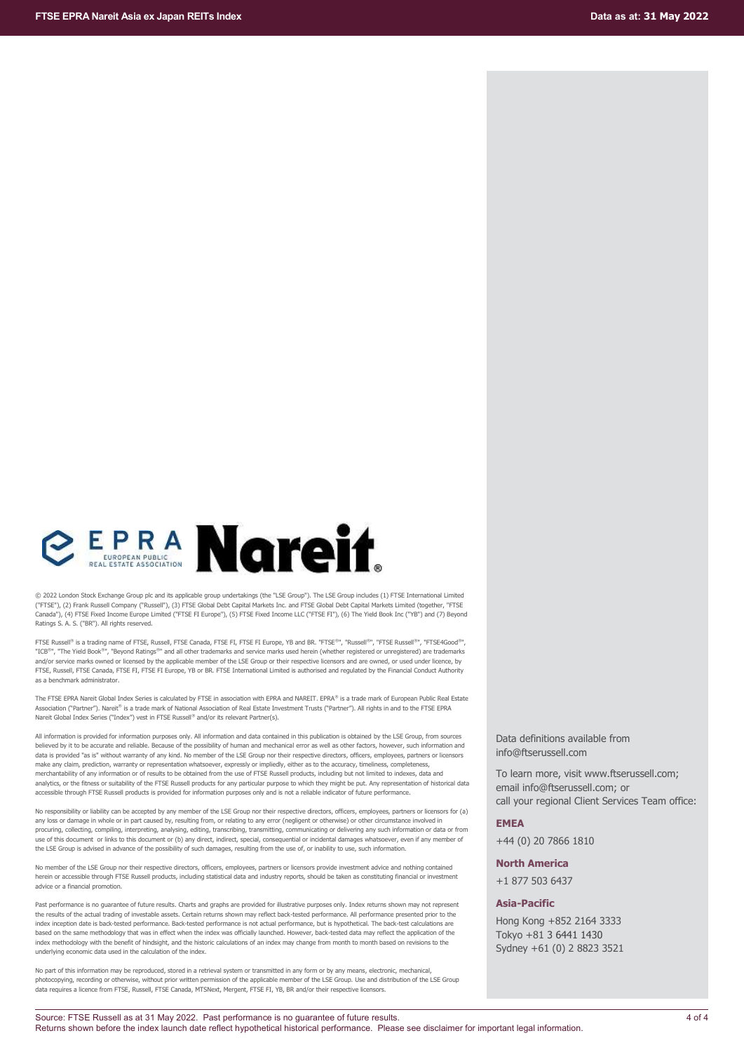© 2022 London Stock Exchange Group plc and its applicable group undertakings (the "LSE Group"). The LSE Group includes (1) FTSE International Limited ("FTSE"), (2) Frank Russell Company ("Russell"), (3) FTSE Global Debt Capital Markets Inc. and FTSE Global Debt Capital Markets Limited (together, "FTSE Canada"), (4) FTSE Fixed Income Europe Limited ("FTSE FI Europe"), (5) FTSE Fixed Income LLC ("FTSE FI"), (6) The Yield Book Inc ("YB") and (7) Beyond Ratings S. A. S. ("BR"). All rights reserved.

FTSE Russell® is a trading name of FTSE, Russell, FTSE Canada, FTSE FI, FTSE FI Europe, YB and BR. "FTSE®", "Russell®", "FTSE Russell®", "FTSE4Good®", "ICB®", "The Yield Book®", "Beyond Ratings®" and all other trademarks and service marks used herein (whether registered or unregistered) are trademarks and/or service marks owned or licensed by the applicable member of the LSE Group or their respective licensors and are owned, or used under licence, by FTSE, Russell, FTSE Canada, FTSE FI, FTSE FI Europe, YB or BR. FTSE International Limited is authorised and regulated by the Financial Conduct Authority as a benchmark administrator.

The FTSE EPRA Nareit Global Index Series is calculated by FTSE in association with EPRA and NAREIT. EPRA® is a trade mark of European Public Real Estate Association ("Partner"). Nareit® is a trade mark of National Association of Real Estate Investment Trusts ("Partner"). All rights in and to the FTSE EPRA Nareit Global Index Series ("Index") vest in FTSE Russell® and/or its relevant Partner(s).

All information is provided for information purposes only. All information and data contained in this publication is obtained by the LSE Group, from sources believed by it to be accurate and reliable. Because of the possibility of human and mechanical error as well as other factors, however, such information and data is provided "as is" without warranty of any kind. No member of the LSE Group nor their respective directors, officers, employees, partners or licensors make any claim, prediction, warranty or representation whatsoever, expressly or impliedly, either as to the accuracy, timeliness, completeness, merchantability of any information or of results to be obtained from the use of FTSE Russell products, including but not limited to indexes, data and analytics, or the fitness or suitability of the FTSE Russell products for any particular purpose to which they might be put. Any representation of historical data accessible through FTSE Russell products is provided for information purposes only and is not a reliable indicator of future performance.

No responsibility or liability can be accepted by any member of the LSE Group nor their respective directors, officers, employees, partners or licensors for (a) any loss or damage in whole or in part caused by, resulting from, or relating to any error (negligent or otherwise) or other circumstance involved in procuring, collecting, compiling, interpreting, analysing, editing, transcribing, transmitting, communicating or delivering any such information or data or from use of this document or links to this document or (b) any direct, indirect, special, consequential or incidental damages whatsoever, even if any member of the LSE Group is advised in advance of the possibility of such damages, resulting from the use of, or inability to use, such information.

No member of the LSE Group nor their respective directors, officers, employees, partners or licensors provide investment advice and nothing contained herein or accessible through FTSE Russell products, including statistical data and industry reports, should be taken as constituting financial or investment advice or a financial promotion.

Past performance is no guarantee of future results. Charts and graphs are provided for illustrative purposes only. Index returns shown may not represent the results of the actual trading of investable assets. Certain returns shown may reflect back-tested performance. All performance presented prior to the index inception date is back-tested performance. Back-tested performance is not actual performance, but is hypothetical. The back-test calculations are based on the same methodology that was in effect when the index was officially launched. However, back-tested data may reflect the application of the index methodology with the benefit of hindsight, and the historic calculations of an index may change from month to month based on revisions to the underlying economic data used in the calculation of the index.

No part of this information may be reproduced, stored in a retrieval system or transmitted in any form or by any means, electronic, mechanical, photocopying, recording or otherwise, without prior written permission of the applicable member of the LSE Group. Use and distribution of the LSE Group data requires a licence from FTSE, Russell, FTSE Canada, MTSNext, Mergent, FTSE FI, YB, BR and/or their respective licensors.

Data definitions available from info@ftserussell.com

To learn more, visit www.ftserussell.com; email info@ftserussell.com; or call your regional Client Services Team office:

**EMEA**

+44 (0) 20 7866 1810

**North America**

+1 877 503 6437

**Asia-Pacific**

Hong Kong +852 2164 3333
Tokyo +81 3 6441 1430
Sydney +61 (0) 2 8823 3521

Source: FTSE Russell as at 31 May 2022. Past performance is no guarantee of future results.
Returns shown before the index launch date reflect hypothetical historical performance. Please see disclaimer for important legal information.